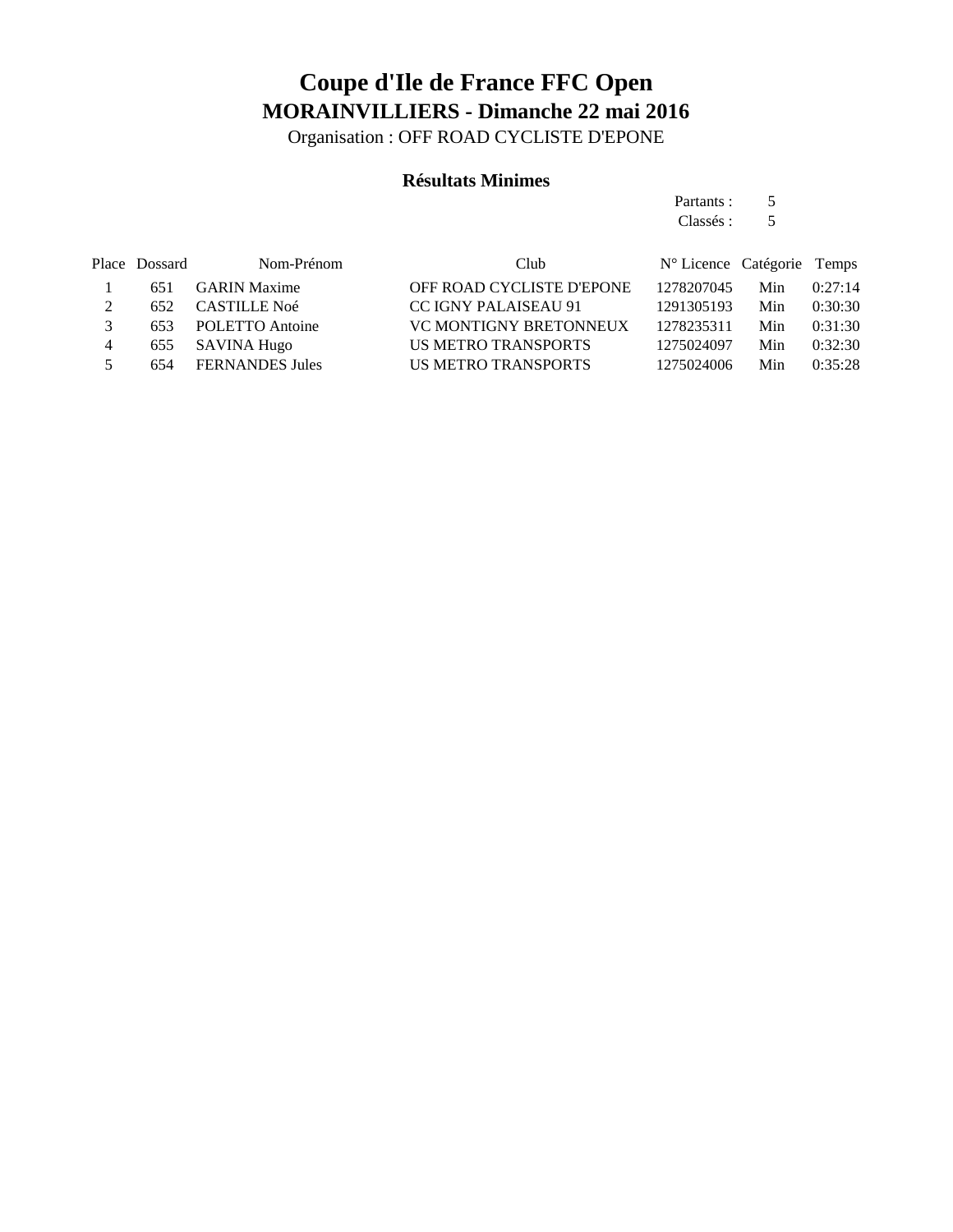# Coupe d'Ile de France FFC Open

## MORAINVILLIERS - Dimanche 22 mai 2016

Organisation : OFF ROAD CYCLISTE D'EPONE

### Résultats Minimes

Partants : 5
Classés : 5

| Place | Dossard | Nom-Prénom | Club | N° Licence | Catégorie | Temps |
|---|---|---|---|---|---|---|
| 1 | 651 | GARIN Maxime | OFF ROAD CYCLISTE D'EPONE | 1278207045 | Min | 0:27:14 |
| 2 | 652 | CASTILLE Noé | CC IGNY PALAISEAU 91 | 1291305193 | Min | 0:30:30 |
| 3 | 653 | POLETTO Antoine | VC MONTIGNY BRETONNEUX | 1278235311 | Min | 0:31:30 |
| 4 | 655 | SAVINA Hugo | US METRO TRANSPORTS | 1275024097 | Min | 0:32:30 |
| 5 | 654 | FERNANDES Jules | US METRO TRANSPORTS | 1275024006 | Min | 0:35:28 |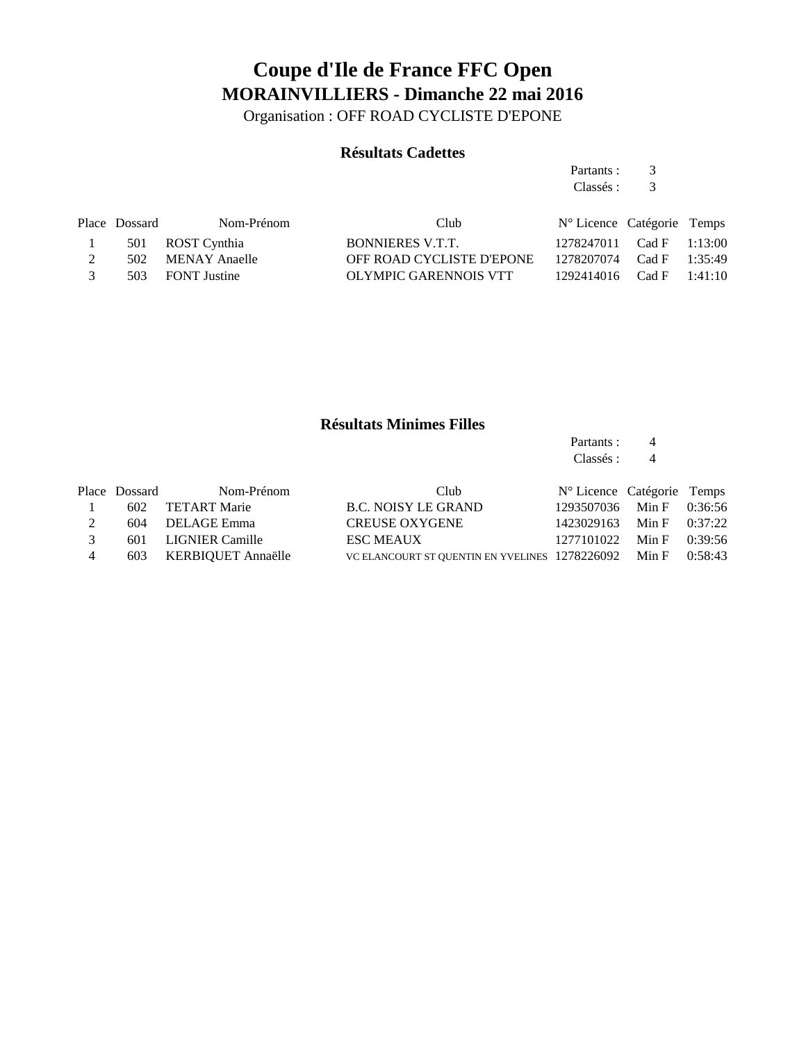# Coupe d'Ile de France FFC Open

## MORAINVILLIERS - Dimanche 22 mai 2016

Organisation : OFF ROAD CYCLISTE D'EPONE

### Résultats Cadettes

Partants : 3
Classés : 3

| Place | Dossard | Nom-Prénom | Club | N° Licence | Catégorie | Temps |
|---|---|---|---|---|---|---|
| 1 | 501 | ROST Cynthia | BONNIERES V.T.T. | 1278247011 | Cad F | 1:13:00 |
| 2 | 502 | MENAY Anaelle | OFF ROAD CYCLISTE D'EPONE | 1278207074 | Cad F | 1:35:49 |
| 3 | 503 | FONT Justine | OLYMPIC GARENNOIS VTT | 1292414016 | Cad F | 1:41:10 |

### Résultats Minimes Filles

Partants : 4
Classés : 4

| Place | Dossard | Nom-Prénom | Club | N° Licence | Catégorie | Temps |
|---|---|---|---|---|---|---|
| 1 | 602 | TETART Marie | B.C. NOISY LE GRAND | 1293507036 | Min F | 0:36:56 |
| 2 | 604 | DELAGE Emma | CREUSE OXYGENE | 1423029163 | Min F | 0:37:22 |
| 3 | 601 | LIGNIER Camille | ESC MEAUX | 1277101022 | Min F | 0:39:56 |
| 4 | 603 | KERBIQUET Annaëlle | VC ELANCOURT ST QUENTIN EN YVELINES | 1278226092 | Min F | 0:58:43 |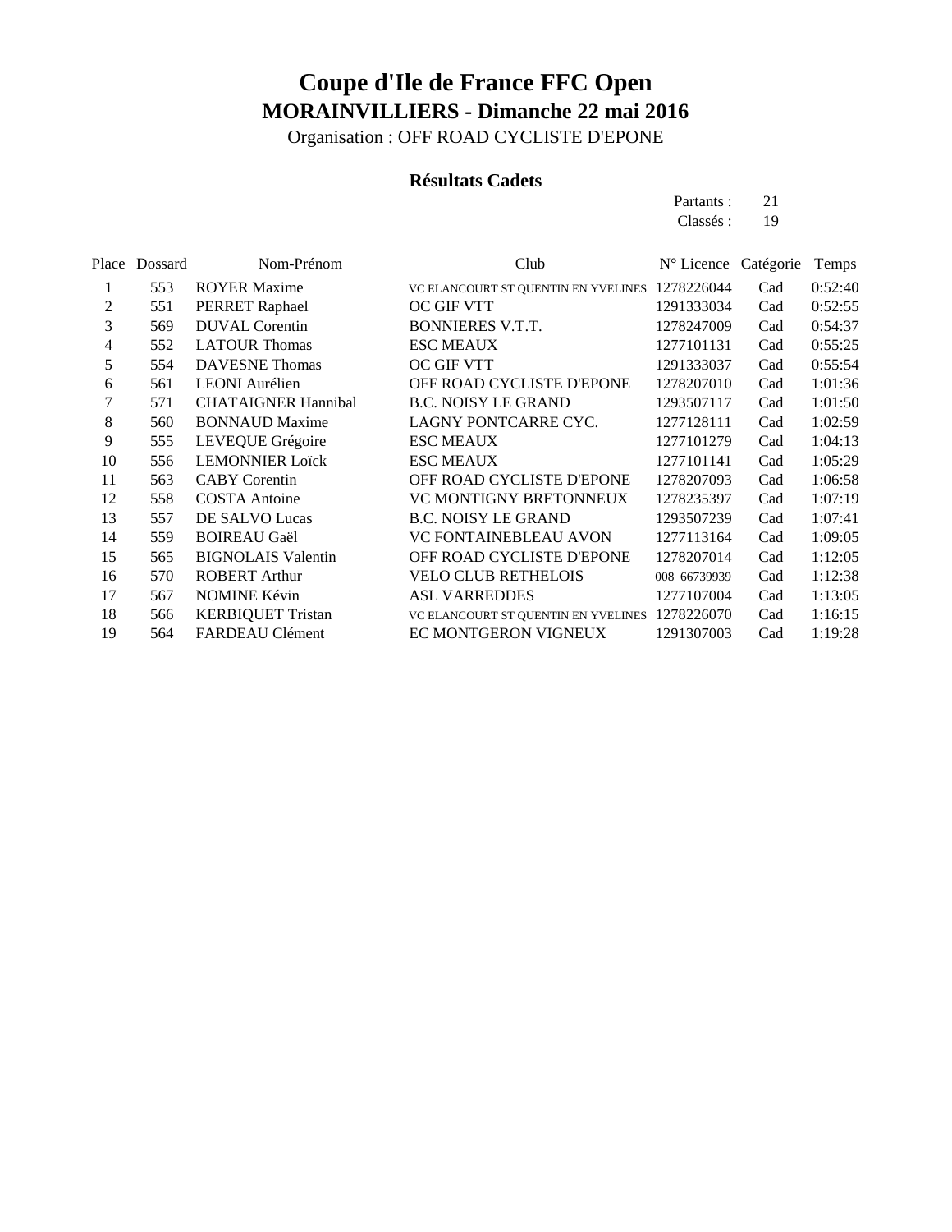# Coupe d'Ile de France FFC Open

## MORAINVILLIERS - Dimanche 22 mai 2016

Organisation : OFF ROAD CYCLISTE D'EPONE

### Résultats Cadets

Partants : 21
Classés : 19

| Place | Dossard | Nom-Prénom | Club | N° Licence | Catégorie | Temps |
|---|---|---|---|---|---|---|
| 1 | 553 | ROYER Maxime | VC ELANCOURT ST QUENTIN EN YVELINES | 1278226044 | Cad | 0:52:40 |
| 2 | 551 | PERRET Raphael | OC GIF VTT | 1291333034 | Cad | 0:52:55 |
| 3 | 569 | DUVAL Corentin | BONNIERES V.T.T. | 1278247009 | Cad | 0:54:37 |
| 4 | 552 | LATOUR Thomas | ESC MEAUX | 1277101131 | Cad | 0:55:25 |
| 5 | 554 | DAVESNE Thomas | OC GIF VTT | 1291333037 | Cad | 0:55:54 |
| 6 | 561 | LEONI Aurélien | OFF ROAD CYCLISTE D'EPONE | 1278207010 | Cad | 1:01:36 |
| 7 | 571 | CHATAIGNER Hannibal | B.C. NOISY LE GRAND | 1293507117 | Cad | 1:01:50 |
| 8 | 560 | BONNAUD Maxime | LAGNY PONTCARRE CYC. | 1277128111 | Cad | 1:02:59 |
| 9 | 555 | LEVEQUE Grégoire | ESC MEAUX | 1277101279 | Cad | 1:04:13 |
| 10 | 556 | LEMONNIER Loïck | ESC MEAUX | 1277101141 | Cad | 1:05:29 |
| 11 | 563 | CABY Corentin | OFF ROAD CYCLISTE D'EPONE | 1278207093 | Cad | 1:06:58 |
| 12 | 558 | COSTA Antoine | VC MONTIGNY BRETONNEUX | 1278235397 | Cad | 1:07:19 |
| 13 | 557 | DE SALVO Lucas | B.C. NOISY LE GRAND | 1293507239 | Cad | 1:07:41 |
| 14 | 559 | BOIREAU Gaël | VC FONTAINEBLEAU AVON | 1277113164 | Cad | 1:09:05 |
| 15 | 565 | BIGNOLAIS Valentin | OFF ROAD CYCLISTE D'EPONE | 1278207014 | Cad | 1:12:05 |
| 16 | 570 | ROBERT Arthur | VELO CLUB RETHELOIS | 008_66739939 | Cad | 1:12:38 |
| 17 | 567 | NOMINE Kévin | ASL VARREDDES | 1277107004 | Cad | 1:13:05 |
| 18 | 566 | KERBIQUET Tristan | VC ELANCOURT ST QUENTIN EN YVELINES | 1278226070 | Cad | 1:16:15 |
| 19 | 564 | FARDEAU Clément | EC MONTGERON VIGNEUX | 1291307003 | Cad | 1:19:28 |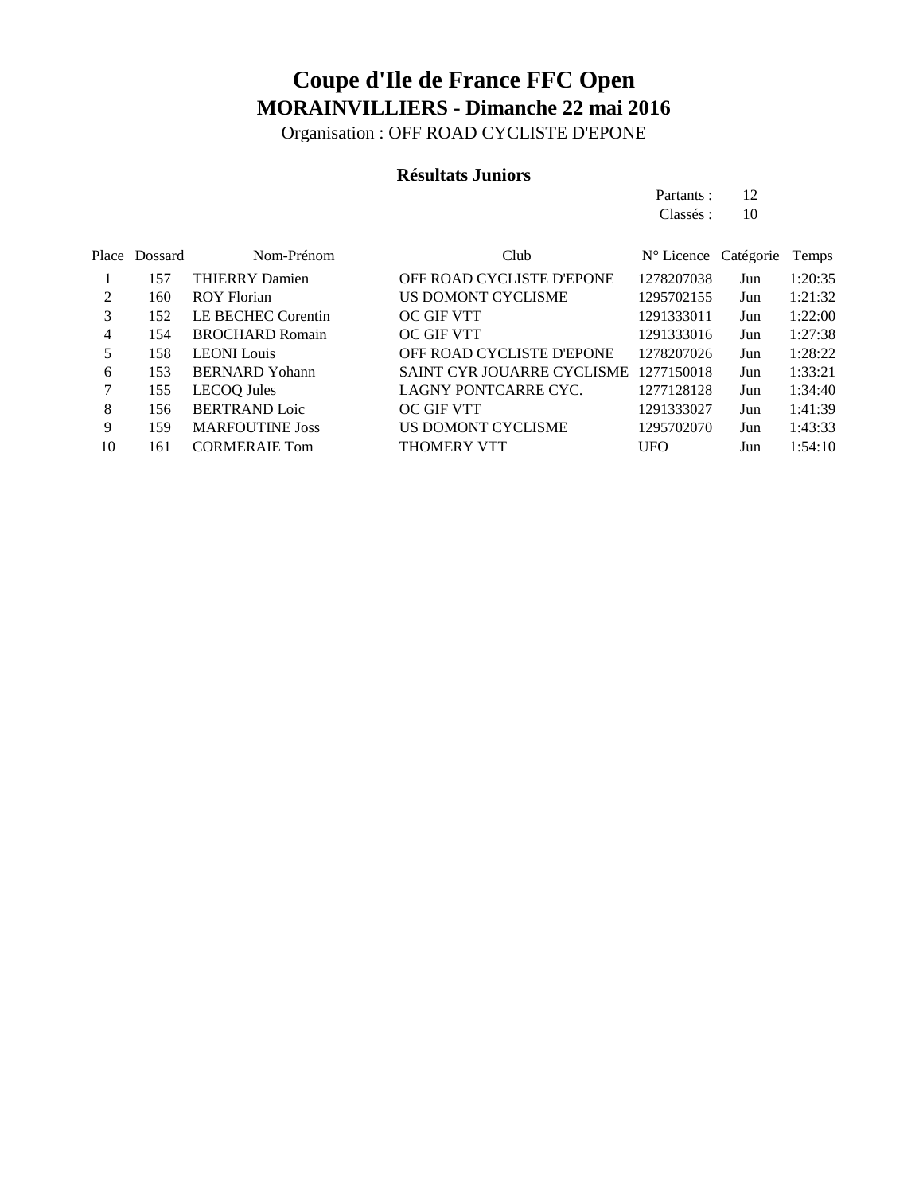# Coupe d'Ile de France FFC Open

## MORAINVILLIERS - Dimanche 22 mai 2016

Organisation : OFF ROAD CYCLISTE D'EPONE

### Résultats Juniors

Partants : 12
Classés : 10

| Place | Dossard | Nom-Prénom | Club | N° Licence | Catégorie | Temps |
|---|---|---|---|---|---|---|
| 1 | 157 | THIERRY Damien | OFF ROAD CYCLISTE D'EPONE | 1278207038 | Jun | 1:20:35 |
| 2 | 160 | ROY Florian | US DOMONT CYCLISME | 1295702155 | Jun | 1:21:32 |
| 3 | 152 | LE BECHEC Corentin | OC GIF VTT | 1291333011 | Jun | 1:22:00 |
| 4 | 154 | BROCHARD Romain | OC GIF VTT | 1291333016 | Jun | 1:27:38 |
| 5 | 158 | LEONI Louis | OFF ROAD CYCLISTE D'EPONE | 1278207026 | Jun | 1:28:22 |
| 6 | 153 | BERNARD Yohann | SAINT CYR JOUARRE CYCLISME | 1277150018 | Jun | 1:33:21 |
| 7 | 155 | LECOQ Jules | LAGNY PONTCARRE CYC. | 1277128128 | Jun | 1:34:40 |
| 8 | 156 | BERTRAND Loic | OC GIF VTT | 1291333027 | Jun | 1:41:39 |
| 9 | 159 | MARFOUTINE Joss | US DOMONT CYCLISME | 1295702070 | Jun | 1:43:33 |
| 10 | 161 | CORMERAIE Tom | THOMERY VTT | UFO | Jun | 1:54:10 |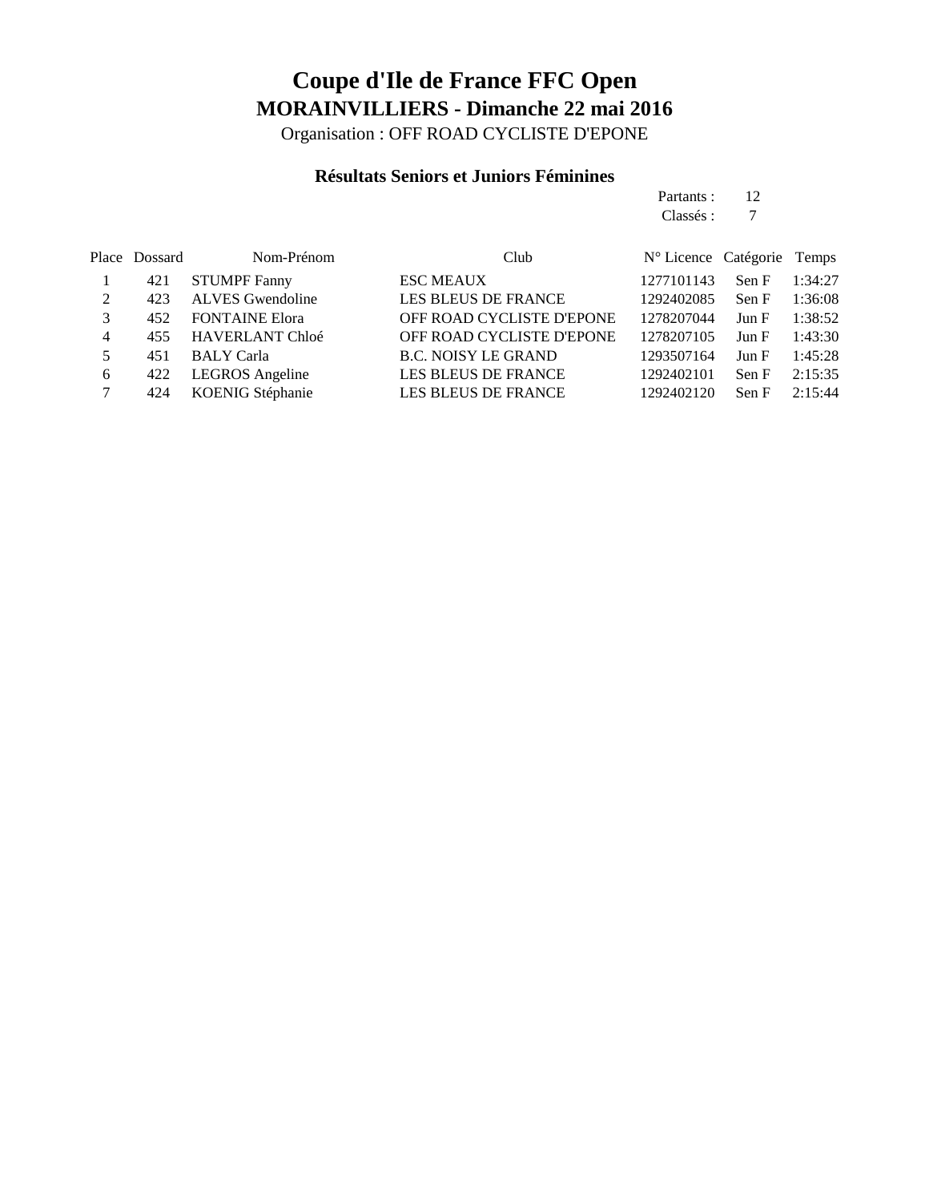# Coupe d'Ile de France FFC Open

## MORAINVILLIERS - Dimanche 22 mai 2016

Organisation : OFF ROAD CYCLISTE D'EPONE

### Résultats Seniors et Juniors Féminines

Partants : 12
Classés : 7

| Place | Dossard | Nom-Prénom | Club | N° Licence | Catégorie | Temps |
|---|---|---|---|---|---|---|
| 1 | 421 | STUMPF Fanny | ESC MEAUX | 1277101143 | Sen F | 1:34:27 |
| 2 | 423 | ALVES Gwendoline | LES BLEUS DE FRANCE | 1292402085 | Sen F | 1:36:08 |
| 3 | 452 | FONTAINE Elora | OFF ROAD CYCLISTE D'EPONE | 1278207044 | Jun F | 1:38:52 |
| 4 | 455 | HAVERLANT Chloé | OFF ROAD CYCLISTE D'EPONE | 1278207105 | Jun F | 1:43:30 |
| 5 | 451 | BALY Carla | B.C. NOISY LE GRAND | 1293507164 | Jun F | 1:45:28 |
| 6 | 422 | LEGROS Angeline | LES BLEUS DE FRANCE | 1292402101 | Sen F | 2:15:35 |
| 7 | 424 | KOENIG Stéphanie | LES BLEUS DE FRANCE | 1292402120 | Sen F | 2:15:44 |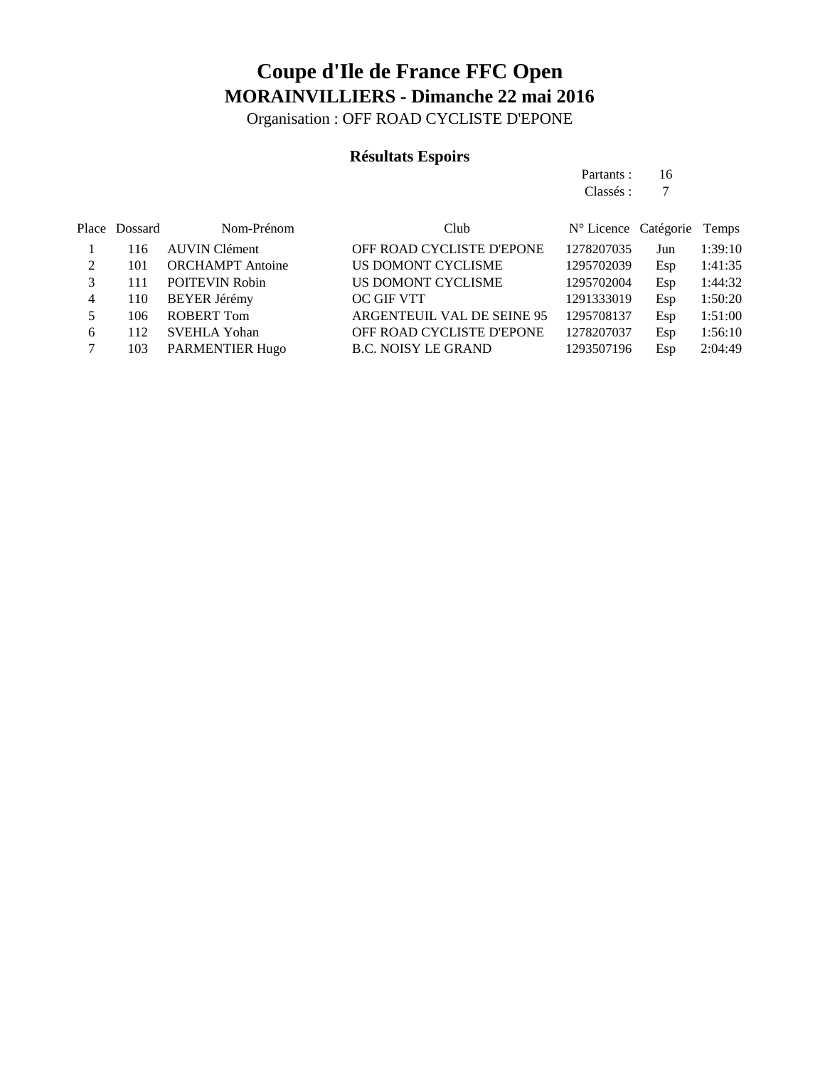# Coupe d'Ile de France FFC Open

## MORAINVILLIERS - Dimanche 22 mai 2016

Organisation : OFF ROAD CYCLISTE D'EPONE

### Résultats Espoirs

Partants : 16
Classés : 7

| Place | Dossard | Nom-Prénom | Club | N° Licence | Catégorie | Temps |
|---|---|---|---|---|---|---|
| 1 | 116 | AUVIN Clément | OFF ROAD CYCLISTE D'EPONE | 1278207035 | Jun | 1:39:10 |
| 2 | 101 | ORCHAMPT Antoine | US DOMONT CYCLISME | 1295702039 | Esp | 1:41:35 |
| 3 | 111 | POITEVIN Robin | US DOMONT CYCLISME | 1295702004 | Esp | 1:44:32 |
| 4 | 110 | BEYER Jérémy | OC GIF VTT | 1291333019 | Esp | 1:50:20 |
| 5 | 106 | ROBERT Tom | ARGENTEUIL VAL DE SEINE 95 | 1295708137 | Esp | 1:51:00 |
| 6 | 112 | SVEHLA Yohan | OFF ROAD CYCLISTE D'EPONE | 1278207037 | Esp | 1:56:10 |
| 7 | 103 | PARMENTIER Hugo | B.C. NOISY LE GRAND | 1293507196 | Esp | 2:04:49 |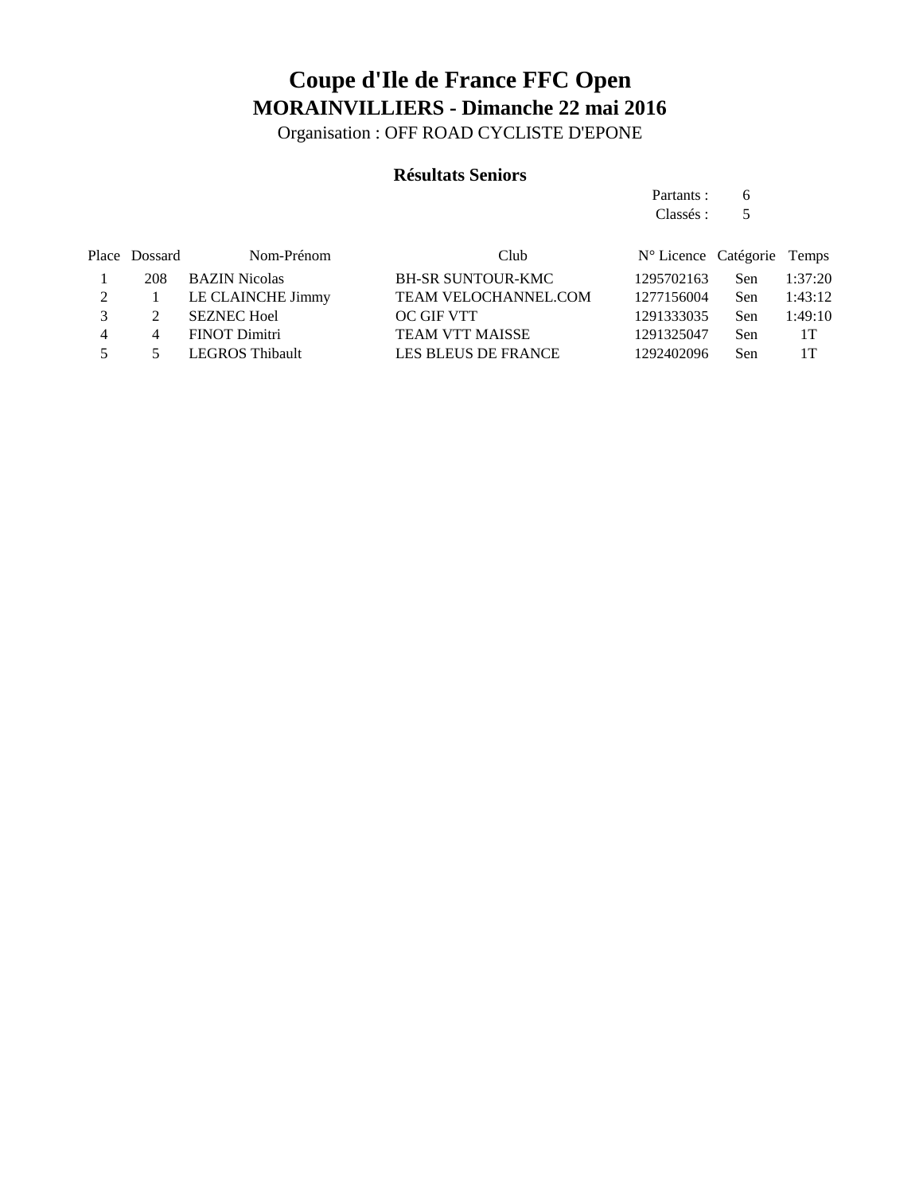# Coupe d'Ile de France FFC Open

## MORAINVILLIERS - Dimanche 22 mai 2016

Organisation : OFF ROAD CYCLISTE D'EPONE

### Résultats Seniors

Partants : 6
Classés : 5

| Place | Dossard | Nom-Prénom | Club | N° Licence | Catégorie | Temps |
|---|---|---|---|---|---|---|
| 1 | 208 | BAZIN Nicolas | BH-SR SUNTOUR-KMC | 1295702163 | Sen | 1:37:20 |
| 2 | 1 | LE CLAINCHE Jimmy | TEAM VELOCHANNEL.COM | 1277156004 | Sen | 1:43:12 |
| 3 | 2 | SEZNEC Hoel | OC GIF VTT | 1291333035 | Sen | 1:49:10 |
| 4 | 4 | FINOT Dimitri | TEAM VTT MAISSE | 1291325047 | Sen | 1T |
| 5 | 5 | LEGROS Thibault | LES BLEUS DE FRANCE | 1292402096 | Sen | 1T |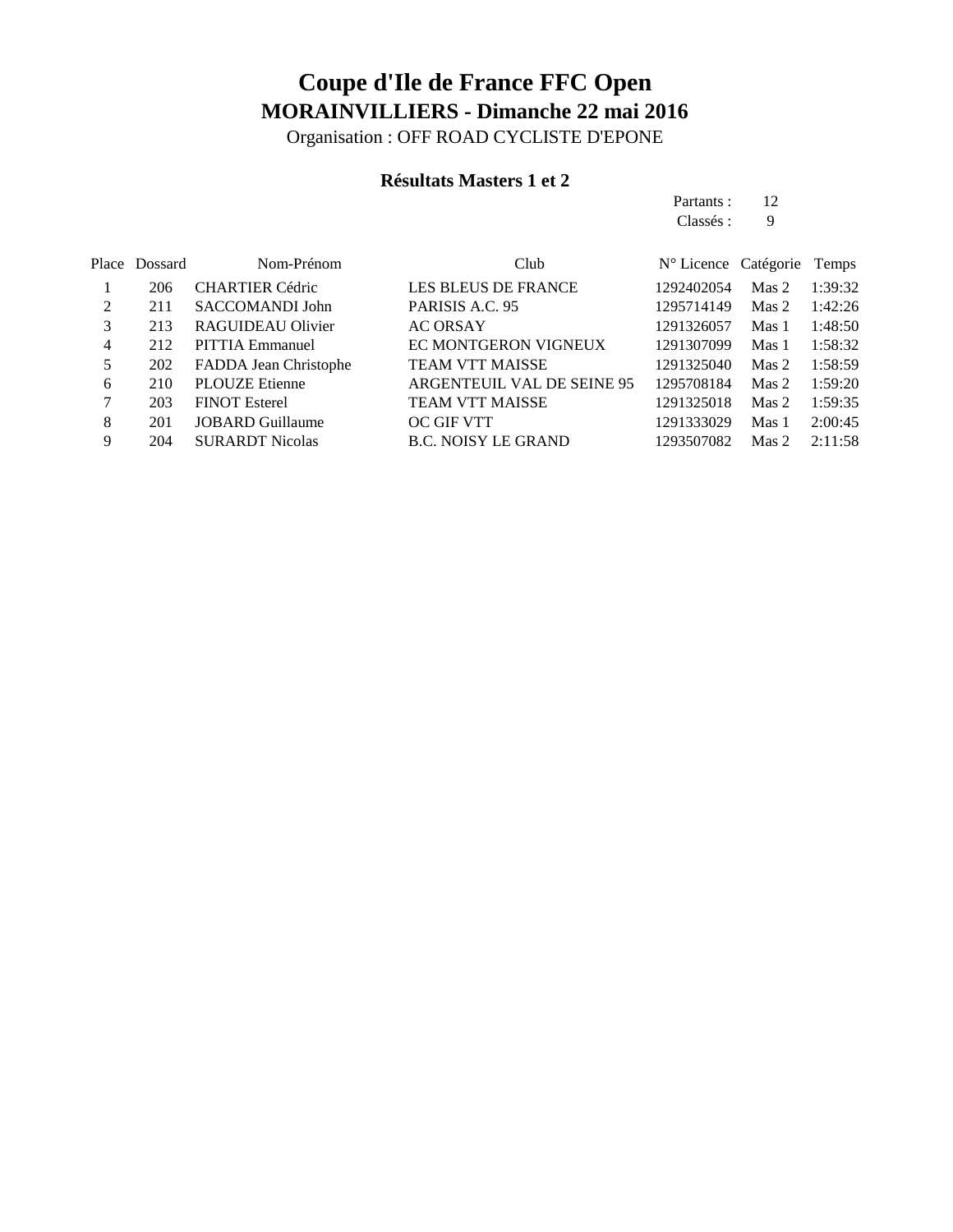# Coupe d'Ile de France FFC Open

## MORAINVILLIERS - Dimanche 22 mai 2016

Organisation : OFF ROAD CYCLISTE D'EPONE

### Résultats Masters 1 et 2

Partants : 12
Classés : 9

| Place | Dossard | Nom-Prénom | Club | N° Licence | Catégorie | Temps |
|---|---|---|---|---|---|---|
| 1 | 206 | CHARTIER Cédric | LES BLEUS DE FRANCE | 1292402054 | Mas 2 | 1:39:32 |
| 2 | 211 | SACCOMANDI John | PARISIS A.C. 95 | 1295714149 | Mas 2 | 1:42:26 |
| 3 | 213 | RAGUIDEAU Olivier | AC ORSAY | 1291326057 | Mas 1 | 1:48:50 |
| 4 | 212 | PITTIA Emmanuel | EC MONTGERON VIGNEUX | 1291307099 | Mas 1 | 1:58:32 |
| 5 | 202 | FADDA Jean Christophe | TEAM VTT MAISSE | 1291325040 | Mas 2 | 1:58:59 |
| 6 | 210 | PLOUZE Etienne | ARGENTEUIL VAL DE SEINE 95 | 1295708184 | Mas 2 | 1:59:20 |
| 7 | 203 | FINOT Esterel | TEAM VTT MAISSE | 1291325018 | Mas 2 | 1:59:35 |
| 8 | 201 | JOBARD Guillaume | OC GIF VTT | 1291333029 | Mas 1 | 2:00:45 |
| 9 | 204 | SURARDT Nicolas | B.C. NOISY LE GRAND | 1293507082 | Mas 2 | 2:11:58 |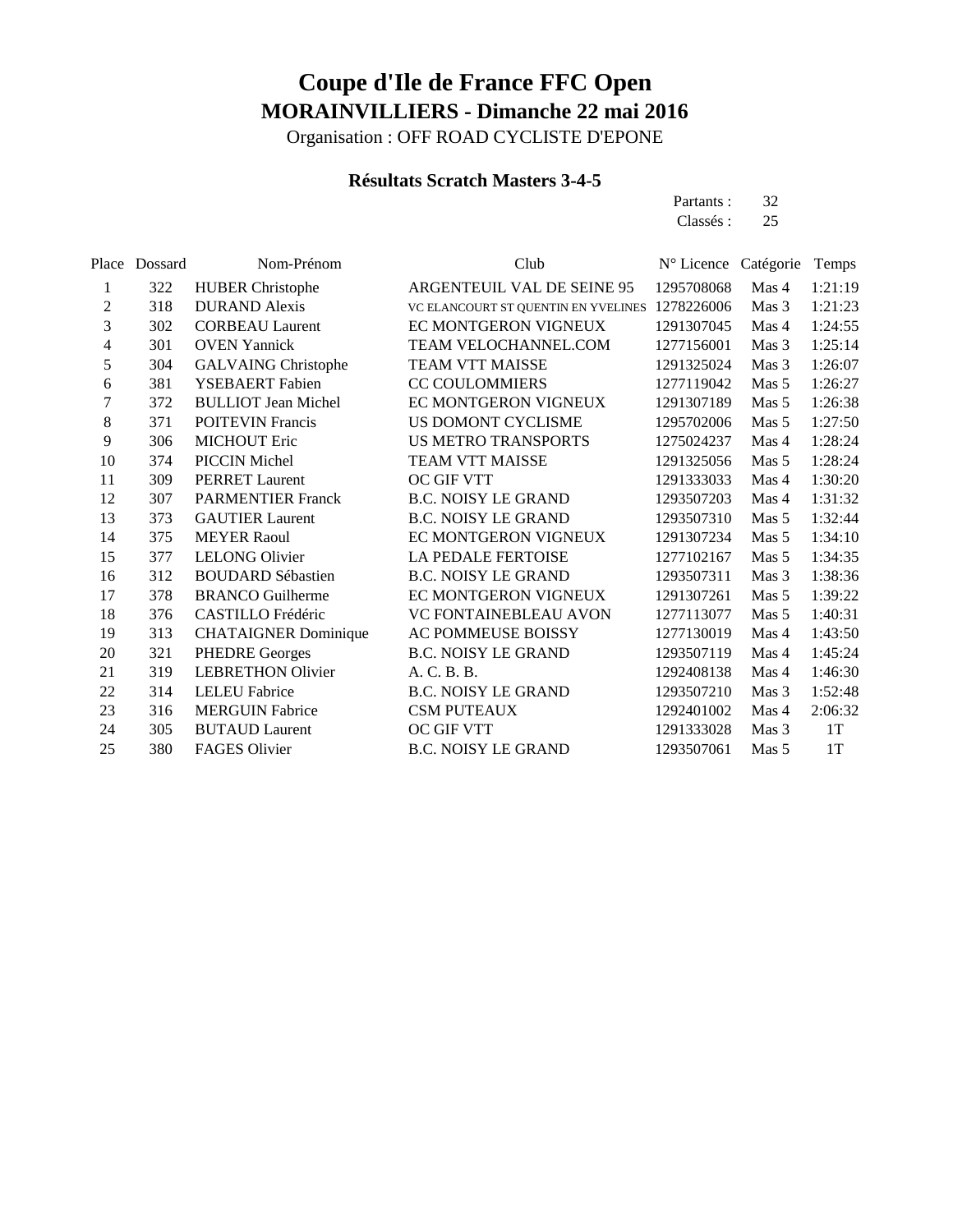# Coupe d'Ile de France FFC Open

## MORAINVILLIERS - Dimanche 22 mai 2016

Organisation : OFF ROAD CYCLISTE D'EPONE

### Résultats Scratch Masters 3-4-5

Partants : 32
Classés : 25

| Place | Dossard | Nom-Prénom | Club | N° Licence | Catégorie | Temps |
|---|---|---|---|---|---|---|
| 1 | 322 | HUBER Christophe | ARGENTEUIL VAL DE SEINE 95 | 1295708068 | Mas 4 | 1:21:19 |
| 2 | 318 | DURAND Alexis | VC ELANCOURT ST QUENTIN EN YVELINES | 1278226006 | Mas 3 | 1:21:23 |
| 3 | 302 | CORBEAU Laurent | EC MONTGERON VIGNEUX | 1291307045 | Mas 4 | 1:24:55 |
| 4 | 301 | OVEN Yannick | TEAM VELOCHANNEL.COM | 1277156001 | Mas 3 | 1:25:14 |
| 5 | 304 | GALVAING Christophe | TEAM VTT MAISSE | 1291325024 | Mas 3 | 1:26:07 |
| 6 | 381 | YSEBAERT Fabien | CC COULOMMIERS | 1277119042 | Mas 5 | 1:26:27 |
| 7 | 372 | BULLIOT Jean Michel | EC MONTGERON VIGNEUX | 1291307189 | Mas 5 | 1:26:38 |
| 8 | 371 | POITEVIN Francis | US DOMONT CYCLISME | 1295702006 | Mas 5 | 1:27:50 |
| 9 | 306 | MICHOUT Eric | US METRO TRANSPORTS | 1275024237 | Mas 4 | 1:28:24 |
| 10 | 374 | PICCIN Michel | TEAM VTT MAISSE | 1291325056 | Mas 5 | 1:28:24 |
| 11 | 309 | PERRET Laurent | OC GIF VTT | 1291333033 | Mas 4 | 1:30:20 |
| 12 | 307 | PARMENTIER Franck | B.C. NOISY LE GRAND | 1293507203 | Mas 4 | 1:31:32 |
| 13 | 373 | GAUTIER Laurent | B.C. NOISY LE GRAND | 1293507310 | Mas 5 | 1:32:44 |
| 14 | 375 | MEYER Raoul | EC MONTGERON VIGNEUX | 1291307234 | Mas 5 | 1:34:10 |
| 15 | 377 | LELONG Olivier | LA PEDALE FERTOISE | 1277102167 | Mas 5 | 1:34:35 |
| 16 | 312 | BOUDARD Sébastien | B.C. NOISY LE GRAND | 1293507311 | Mas 3 | 1:38:36 |
| 17 | 378 | BRANCO Guilherme | EC MONTGERON VIGNEUX | 1291307261 | Mas 5 | 1:39:22 |
| 18 | 376 | CASTILLO Frédéric | VC FONTAINEBLEAU AVON | 1277113077 | Mas 5 | 1:40:31 |
| 19 | 313 | CHATAIGNER Dominique | AC POMMEUSE BOISSY | 1277130019 | Mas 4 | 1:43:50 |
| 20 | 321 | PHEDRE Georges | B.C. NOISY LE GRAND | 1293507119 | Mas 4 | 1:45:24 |
| 21 | 319 | LEBRETHON Olivier | A. C. B. B. | 1292408138 | Mas 4 | 1:46:30 |
| 22 | 314 | LELEU Fabrice | B.C. NOISY LE GRAND | 1293507210 | Mas 3 | 1:52:48 |
| 23 | 316 | MERGUIN Fabrice | CSM PUTEAUX | 1292401002 | Mas 4 | 2:06:32 |
| 24 | 305 | BUTAUD Laurent | OC GIF VTT | 1291333028 | Mas 3 | 1T |
| 25 | 380 | FAGES Olivier | B.C. NOISY LE GRAND | 1293507061 | Mas 5 | 1T |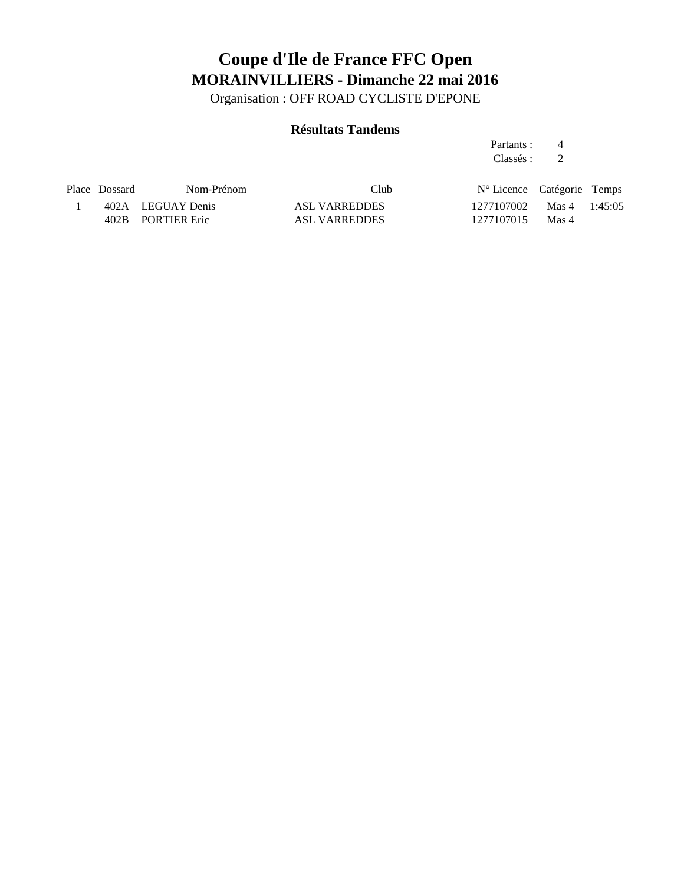# Coupe d'Ile de France FFC Open

## MORAINVILLIERS - Dimanche 22 mai 2016

Organisation : OFF ROAD CYCLISTE D'EPONE

### Résultats Tandems

Partants : 4
Classés : 2

| Place | Dossard | Nom-Prénom | Club | N° Licence | Catégorie | Temps |
|---|---|---|---|---|---|---|
| 1 | 402A | LEGUAY Denis | ASL VARREDDES | 1277107002 | Mas 4 | 1:45:05 |
| | 402B | PORTIER Eric | ASL VARREDDES | 1277107015 | Mas 4 | |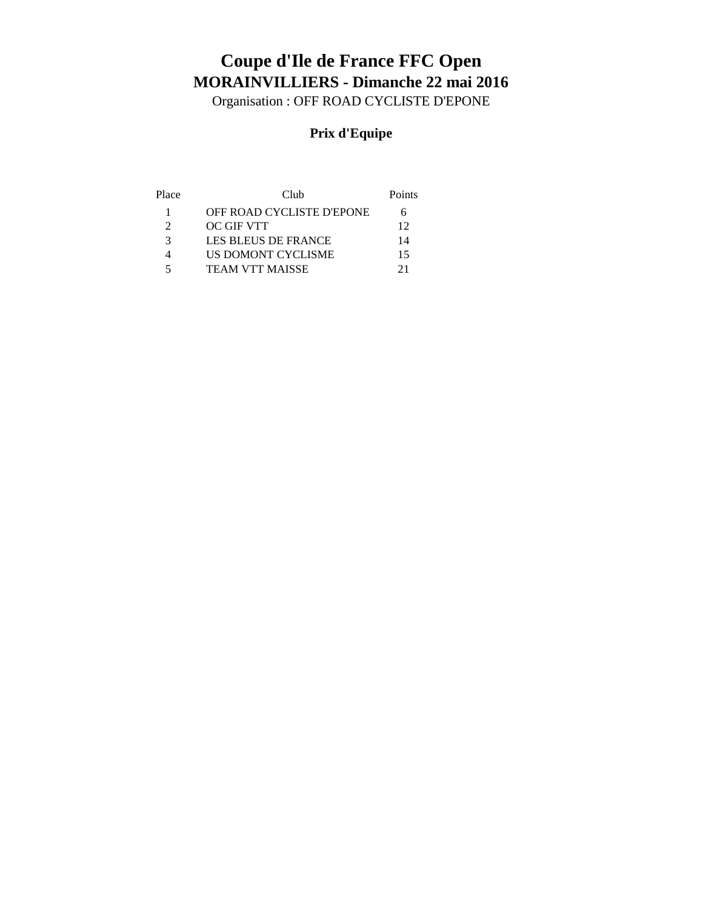# Coupe d'Ile de France FFC Open

## MORAINVILLIERS - Dimanche 22 mai 2016

Organisation : OFF ROAD CYCLISTE D'EPONE

### Prix d'Equipe

| Place | Club | Points |
|---|---|---|
| 1 | OFF ROAD CYCLISTE D'EPONE | 6 |
| 2 | OC GIF VTT | 12 |
| 3 | LES BLEUS DE FRANCE | 14 |
| 4 | US DOMONT CYCLISME | 15 |
| 5 | TEAM VTT MAISSE | 21 |